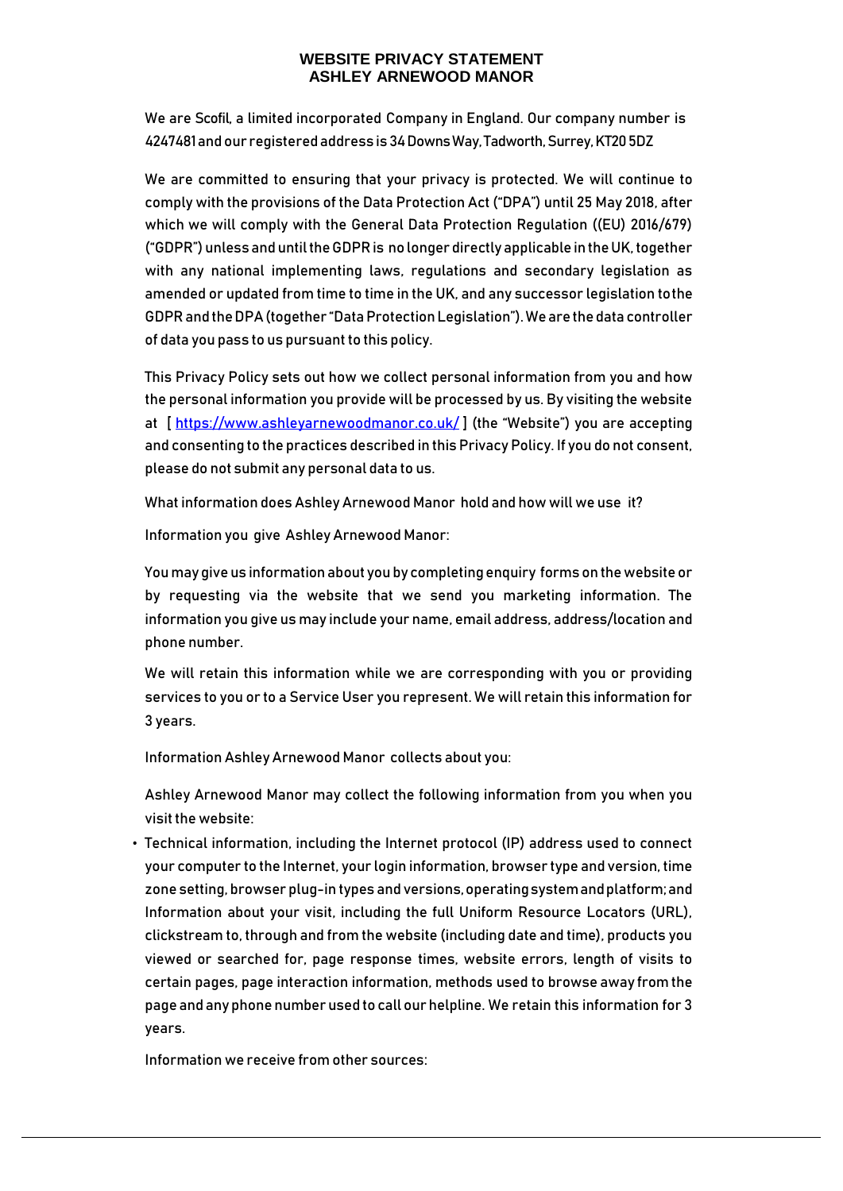# WEBSITE PRIVACY STATEMENT
# ASHLEY ARNEWOOD MANOR

We are Scofil, a limited incorporated Company in England. Our company number is 4247481 and our registered address is 34 Downs Way, Tadworth, Surrey, KT20 5DZ

We are committed to ensuring that your privacy is protected. We will continue to comply with the provisions of the Data Protection Act ("DPA") until 25 May 2018, after which we will comply with the General Data Protection Regulation ((EU) 2016/679) ("GDPR") unless and until the GDPR is no longer directly applicable in the UK, together with any national implementing laws, regulations and secondary legislation as amended or updated from time to time in the UK, and any successor legislation to the GDPR and the DPA (together "Data Protection Legislation"). We are the data controller of data you pass to us pursuant to this policy.

This Privacy Policy sets out how we collect personal information from you and how the personal information you provide will be processed by us. By visiting the website at [ https://www.ashleyarnewoodmanor.co.uk/ ] (the "Website") you are accepting and consenting to the practices described in this Privacy Policy. If you do not consent, please do not submit any personal data to us.

What information does Ashley Arnewood Manor hold and how will we use it?

Information you give Ashley Arnewood Manor:

You may give us information about you by completing enquiry forms on the website or by requesting via the website that we send you marketing information. The information you give us may include your name, email address, address/location and phone number.

We will retain this information while we are corresponding with you or providing services to you or to a Service User you represent. We will retain this information for 3 years.

Information Ashley Arnewood Manor collects about you:

Ashley Arnewood Manor may collect the following information from you when you visit the website:

- Technical information, including the Internet protocol (IP) address used to connect your computer to the Internet, your login information, browser type and version, time zone setting, browser plug-in types and versions, operating system and platform; and Information about your visit, including the full Uniform Resource Locators (URL), clickstream to, through and from the website (including date and time), products you viewed or searched for, page response times, website errors, length of visits to certain pages, page interaction information, methods used to browse away from the page and any phone number used to call our helpline. We retain this information for 3 years.

Information we receive from other sources: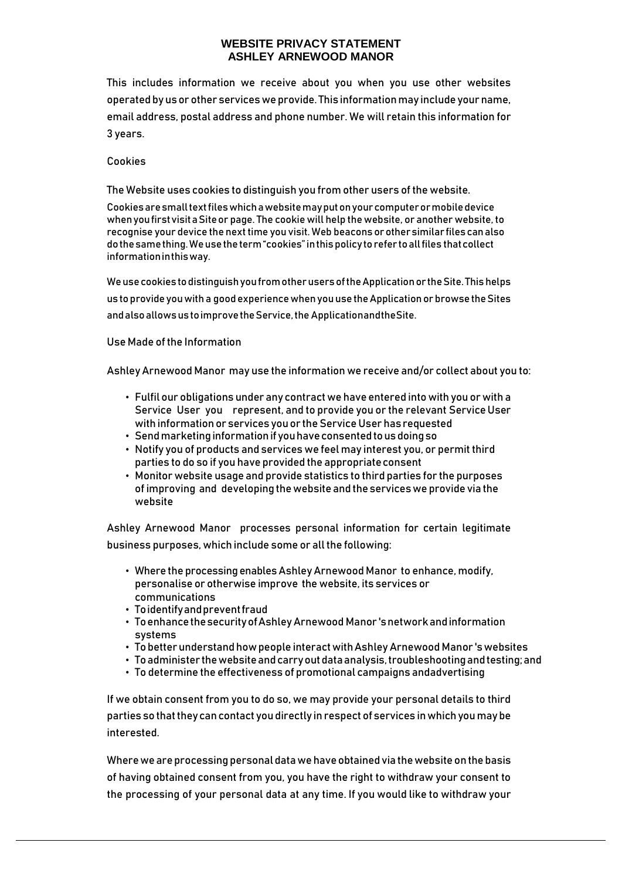# WEBSITE PRIVACY STATEMENT
# ASHLEY ARNEWOOD MANOR

This includes information we receive about you when you use other websites operated by us or other services we provide. This information may include your name, email address, postal address and phone number. We will retain this information for 3 years.

Cookies

The Website uses cookies to distinguish you from other users of the website.

Cookies are small text files which a website may put on your computer or mobile device when you first visit a Site or page. The cookie will help the website, or another website, to recognise your device the next time you visit. Web beacons or other similar files can also do the same thing. We use the term "cookies" in this policy to refer to all files that collect information in this way.

We use cookies to distinguish you from other users of the Application or the Site. This helps us to provide you with a good experience when you use the Application or browse the Sites and also allows us to improve the Service, the Application and the Site.

Use Made of the Information

Ashley Arnewood Manor may use the information we receive and/or collect about you to:

- Fulfil our obligations under any contract we have entered into with you or with a Service User you represent, and to provide you or the relevant Service User with information or services you or the Service User has requested
- Send marketing information if you have consented to us doing so
- Notify you of products and services we feel may interest you, or permit third parties to do so if you have provided the appropriate consent
- Monitor website usage and provide statistics to third parties for the purposes of improving and developing the website and the services we provide via the website

Ashley Arnewood Manor processes personal information for certain legitimate business purposes, which include some or all the following:

- Where the processing enables Ashley Arnewood Manor to enhance, modify, personalise or otherwise improve the website, its services or communications
- To identify and prevent fraud
- To enhance the security of Ashley Arnewood Manor 's network and information systems
- To better understand how people interact with Ashley Arnewood Manor 's websites
- To administer the website and carry out data analysis, troubleshooting and testing; and
- To determine the effectiveness of promotional campaigns andadvertising

If we obtain consent from you to do so, we may provide your personal details to third parties so that they can contact you directly in respect of services in which you may be interested.

Where we are processing personal data we have obtained via the website on the basis of having obtained consent from you, you have the right to withdraw your consent to the processing of your personal data at any time. If you would like to withdraw your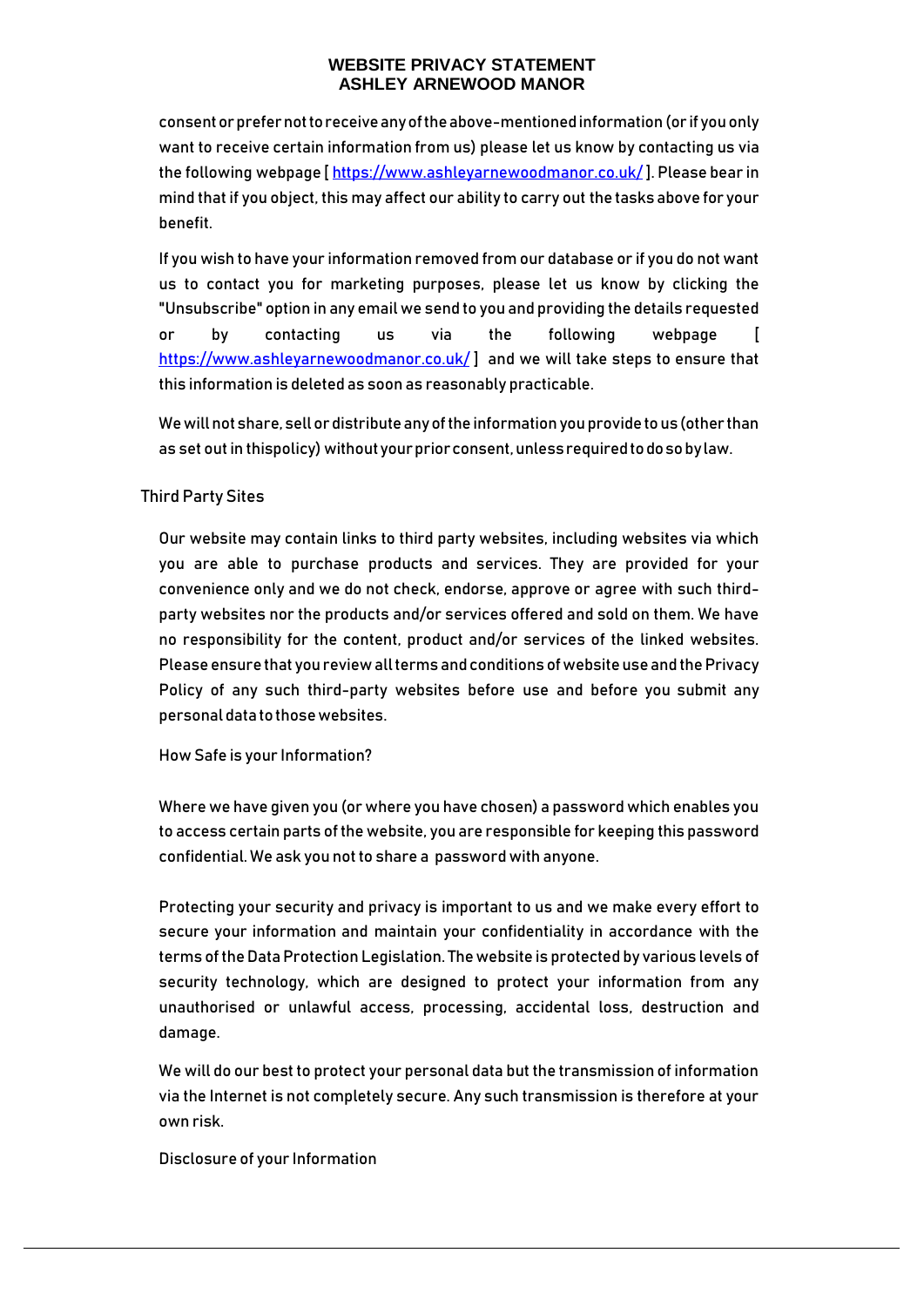consent or prefer not to receive any of the above-mentioned information (or if you only want to receive certain information from us) please let us know by contacting us via the following webpage [ https://www.ashleyarnewoodmanor.co.uk/ ]. Please bear in mind that if you object, this may affect our ability to carry out the tasks above for your benefit.

If you wish to have your information removed from our database or if you do not want us to contact you for marketing purposes, please let us know by clicking the "Unsubscribe" option in any email we send to you and providing the details requested or by contacting us via the following webpage [ https://www.ashleyarnewoodmanor.co.uk/ ] and we will take steps to ensure that this information is deleted as soon as reasonably practicable.

We will not share, sell or distribute any of the information you provide to us (other than as set out in thispolicy) without your prior consent, unless required to do so by law.

## Third Party Sites

Our website may contain links to third party websites, including websites via which you are able to purchase products and services. They are provided for your convenience only and we do not check, endorse, approve or agree with such third-party websites nor the products and/or services offered and sold on them. We have no responsibility for the content, product and/or services of the linked websites. Please ensure that you review all terms and conditions of website use and the Privacy Policy of any such third-party websites before use and before you submit any personal data to those websites.

## How Safe is your Information?

Where we have given you (or where you have chosen) a password which enables you to access certain parts of the website, you are responsible for keeping this password confidential. We ask you not to share a password with anyone.

Protecting your security and privacy is important to us and we make every effort to secure your information and maintain your confidentiality in accordance with the terms of the Data Protection Legislation. The website is protected by various levels of security technology, which are designed to protect your information from any unauthorised or unlawful access, processing, accidental loss, destruction and damage.

We will do our best to protect your personal data but the transmission of information via the Internet is not completely secure. Any such transmission is therefore at your own risk.

## Disclosure of your Information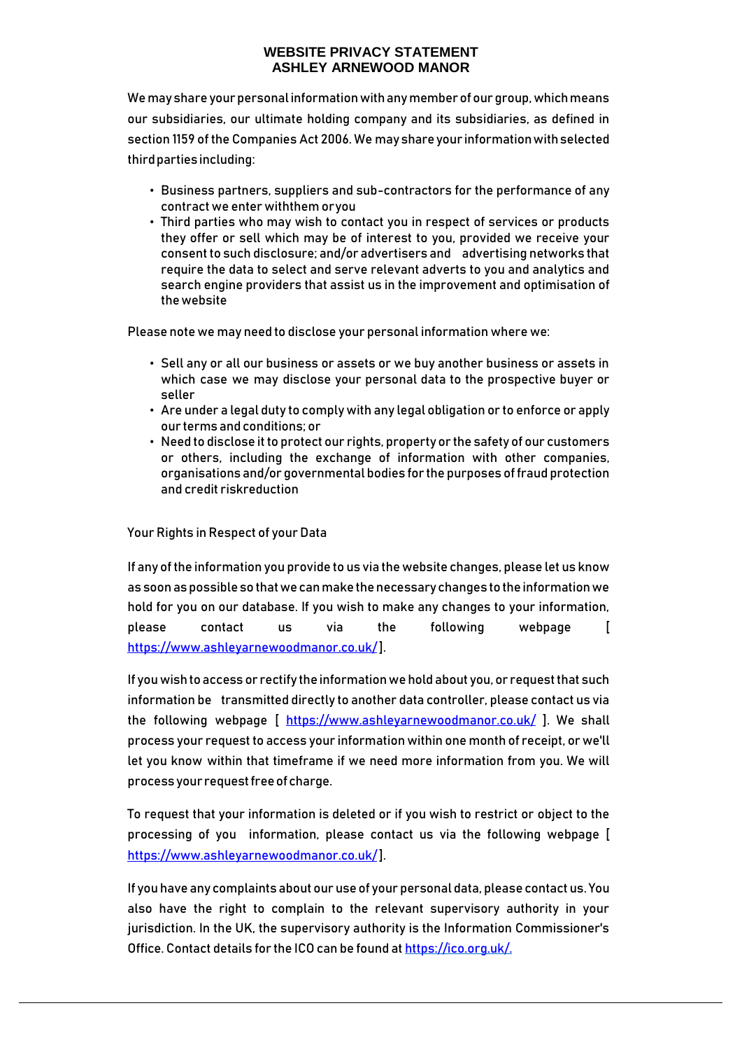**WEBSITE PRIVACY STATEMENT**
**ASHLEY ARNEWOOD MANOR**

We may share your personal information with any member of our group, which means our subsidiaries, our ultimate holding company and its subsidiaries, as defined in section 1159 of the Companies Act 2006. We may share your information with selected third parties including:

- Business partners, suppliers and sub-contractors for the performance of any contract we enter withthem oryou
- Third parties who may wish to contact you in respect of services or products they offer or sell which may be of interest to you, provided we receive your consent to such disclosure; and/or advertisers and advertising networks that require the data to select and serve relevant adverts to you and analytics and search engine providers that assist us in the improvement and optimisation of the website

Please note we may need to disclose your personal information where we:

- Sell any or all our business or assets or we buy another business or assets in which case we may disclose your personal data to the prospective buyer or seller
- Are under a legal duty to comply with any legal obligation or to enforce or apply our terms and conditions; or
- Need to disclose it to protect our rights, property or the safety of our customers or others, including the exchange of information with other companies, organisations and/or governmental bodies for the purposes of fraud protection and credit riskreduction

Your Rights in Respect of your Data

If any of the information you provide to us via the website changes, please let us know as soon as possible so that we can make the necessary changes to the information we hold for you on our database. If you wish to make any changes to your information, please contact us via the following webpage [ https://www.ashleyarnewoodmanor.co.uk/].

If you wish to access or rectify the information we hold about you, or request that such information be transmitted directly to another data controller, please contact us via the following webpage [ https://www.ashleyarnewoodmanor.co.uk/ ]. We shall process your request to access your information within one month of receipt, or we'll let you know within that timeframe if we need more information from you. We will process your request free of charge.

To request that your information is deleted or if you wish to restrict or object to the processing of you information, please contact us via the following webpage [ https://www.ashleyarnewoodmanor.co.uk/].

If you have any complaints about our use of your personal data, please contact us. You also have the right to complain to the relevant supervisory authority in your jurisdiction. In the UK, the supervisory authority is the Information Commissioner's Office. Contact details for the ICO can be found at https://ico.org.uk/.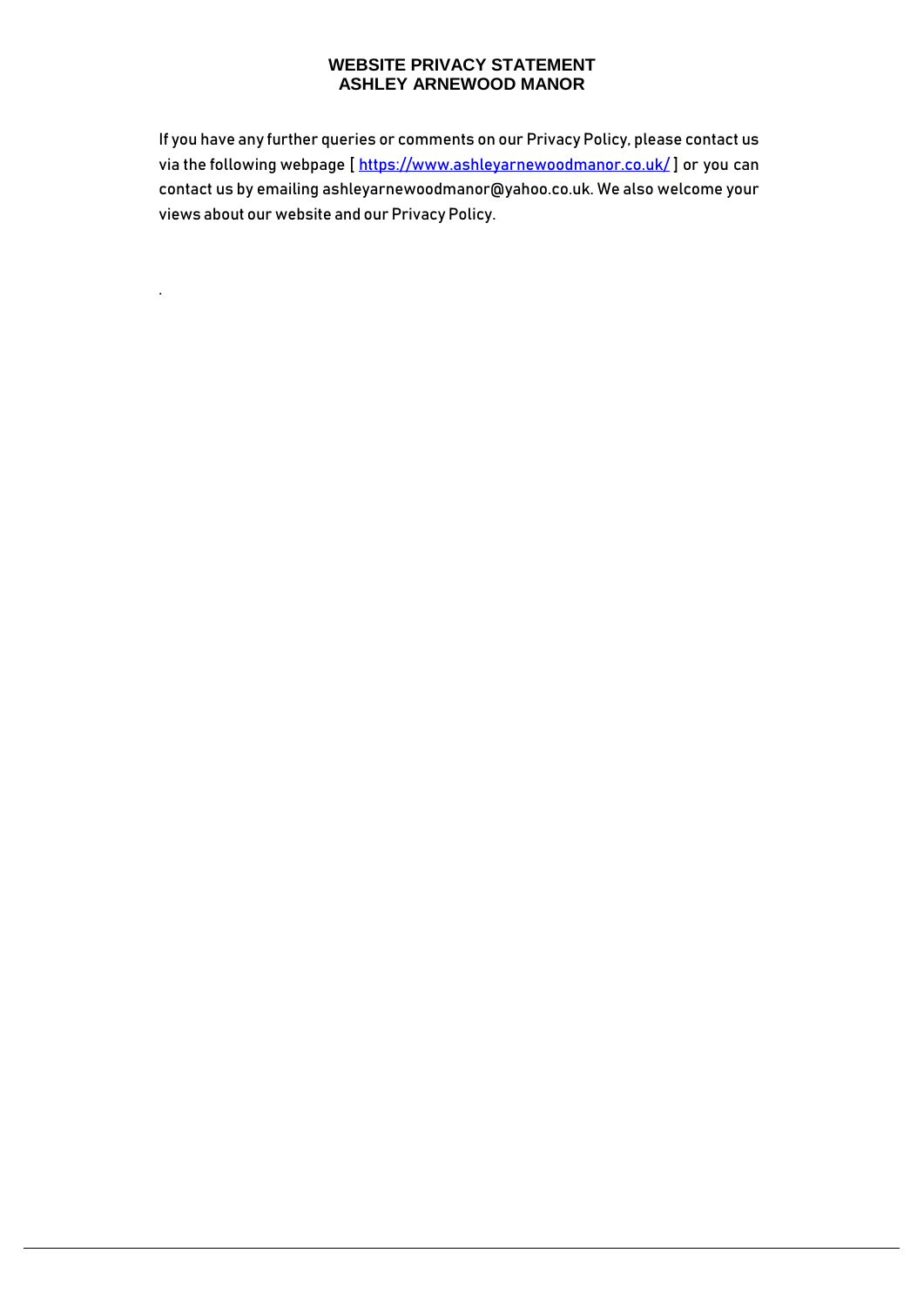If you have any further queries or comments on our Privacy Policy, please contact us via the following webpage [ https://www.ashleyarnewoodmanor.co.uk/ ] or you can contact us by emailing ashleyarnewoodmanor@yahoo.co.uk. We also welcome your views about our website and our Privacy Policy.